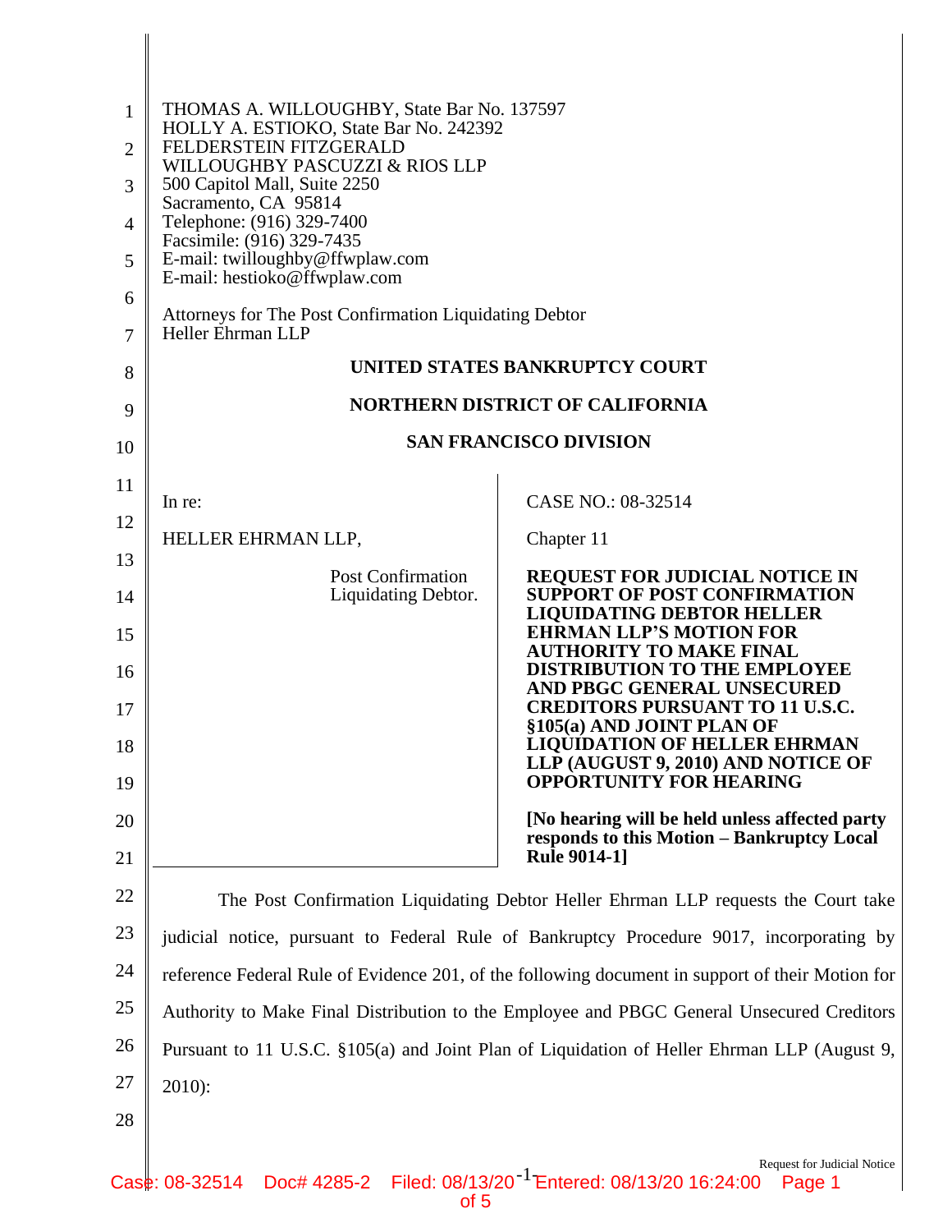THOMAS A. WILLOUGHBY, State Bar No. 137597
HOLLY A. ESTIOKO, State Bar No. 242392
FELDERSTEIN FITZGERALD
WILLOUGHBY PASCUZZI & RIOS LLP
500 Capitol Mall, Suite 2250
Sacramento, CA 95814
Telephone: (916) 329-7400
Facsimile: (916) 329-7435
E-mail: twilloughby@ffwplaw.com
E-mail: hestioko@ffwplaw.com

Attorneys for The Post Confirmation Liquidating Debtor
Heller Ehrman LLP

**UNITED STATES BANKRUPTCY COURT**

**NORTHERN DISTRICT OF CALIFORNIA**

**SAN FRANCISCO DIVISION**

In re:

HELLER EHRMAN LLP,

Post Confirmation Liquidating Debtor.

CASE NO.: 08-32514

Chapter 11

**REQUEST FOR JUDICIAL NOTICE IN SUPPORT OF POST CONFIRMATION LIQUIDATING DEBTOR HELLER EHRMAN LLP'S MOTION FOR AUTHORITY TO MAKE FINAL DISTRIBUTION TO THE EMPLOYEE AND PBGC GENERAL UNSECURED CREDITORS PURSUANT TO 11 U.S.C. §105(a) AND JOINT PLAN OF LIQUIDATION OF HELLER EHRMAN LLP (AUGUST 9, 2010) AND NOTICE OF OPPORTUNITY FOR HEARING**

**[No hearing will be held unless affected party responds to this Motion – Bankruptcy Local Rule 9014-1]**

The Post Confirmation Liquidating Debtor Heller Ehrman LLP requests the Court take judicial notice, pursuant to Federal Rule of Bankruptcy Procedure 9017, incorporating by reference Federal Rule of Evidence 201, of the following document in support of their Motion for Authority to Make Final Distribution to the Employee and PBGC General Unsecured Creditors Pursuant to 11 U.S.C. §105(a) and Joint Plan of Liquidation of Heller Ehrman LLP (August 9, 2010):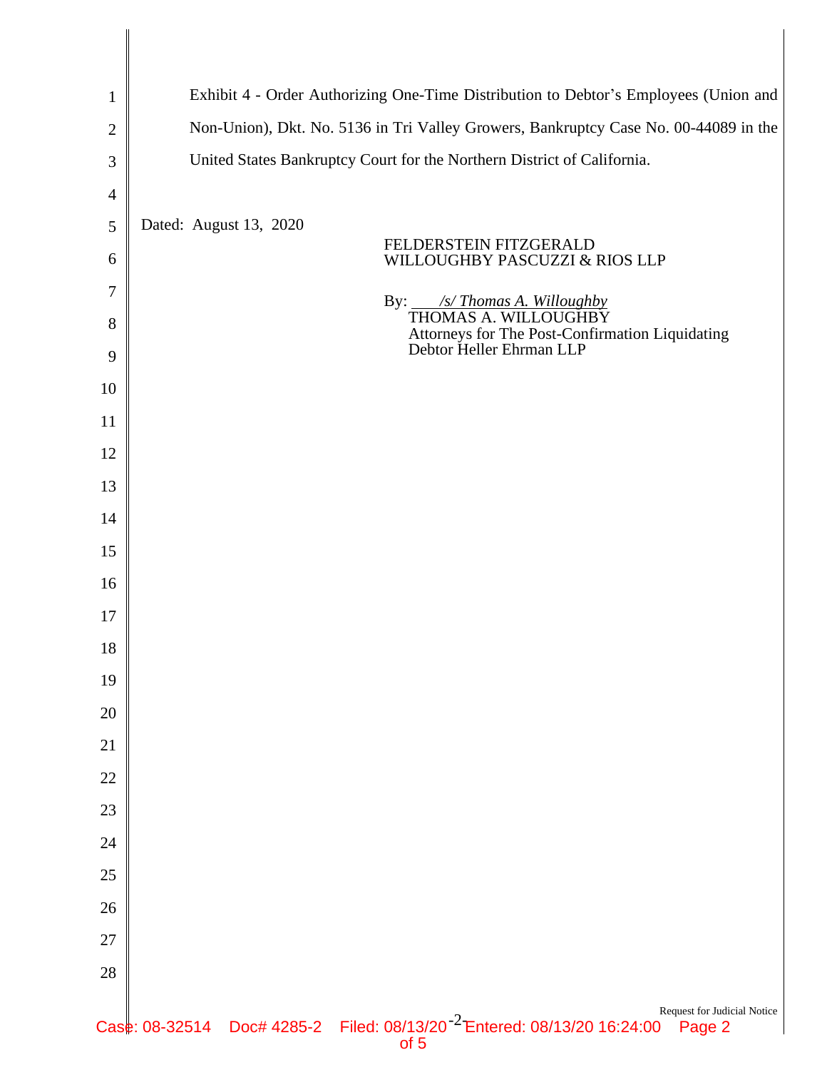Exhibit 4 - Order Authorizing One-Time Distribution to Debtor's Employees (Union and Non-Union), Dkt. No. 5136 in Tri Valley Growers, Bankruptcy Case No. 00-44089 in the United States Bankruptcy Court for the Northern District of California.

Dated: August 13, 2020

FELDERSTEIN FITZGERALD
WILLOUGHBY PASCUZZI & RIOS LLP

By: *___/s/ Thomas A. Willoughby*
THOMAS A. WILLOUGHBY
Attorneys for The Post-Confirmation Liquidating Debtor Heller Ehrman LLP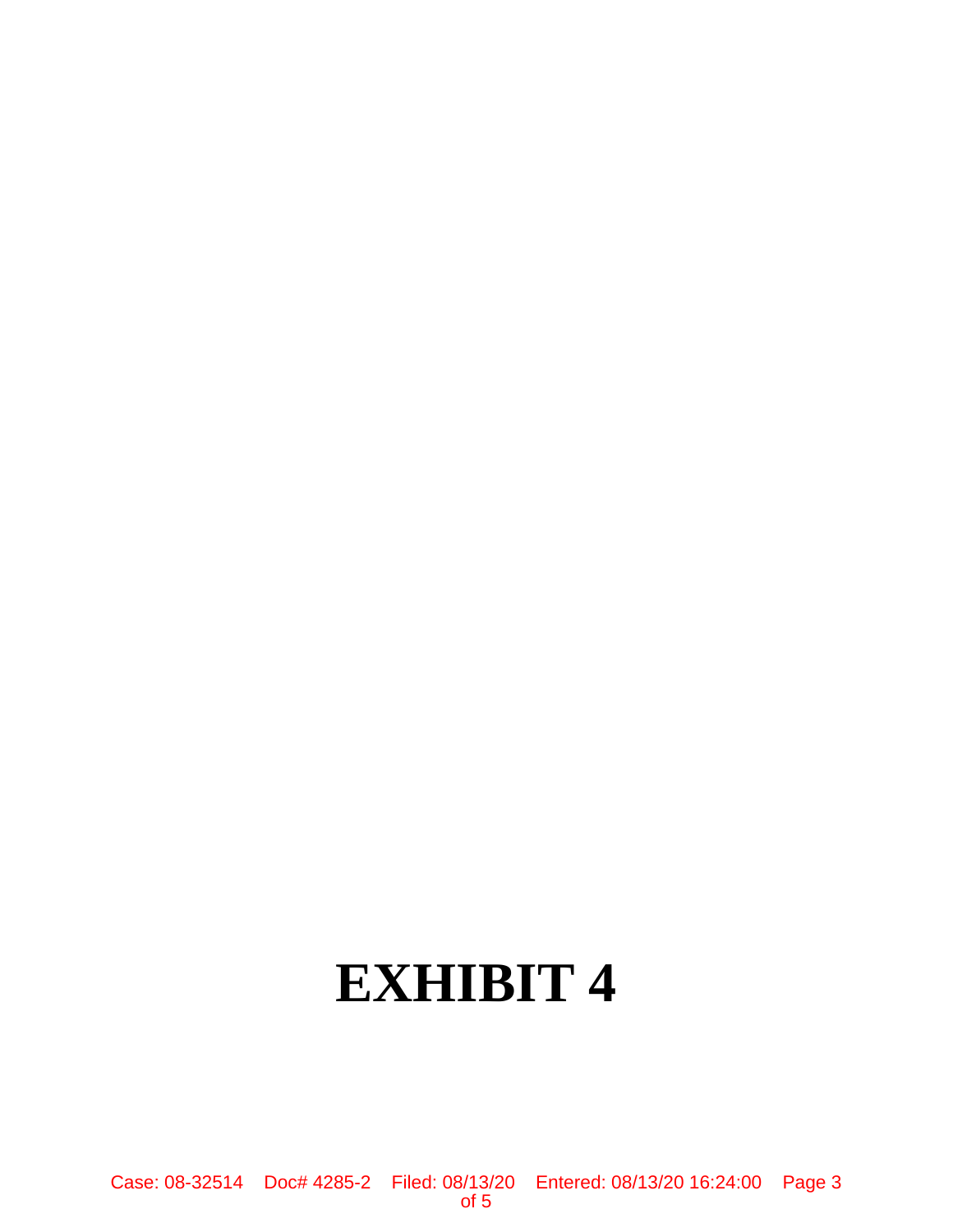# EXHIBIT 4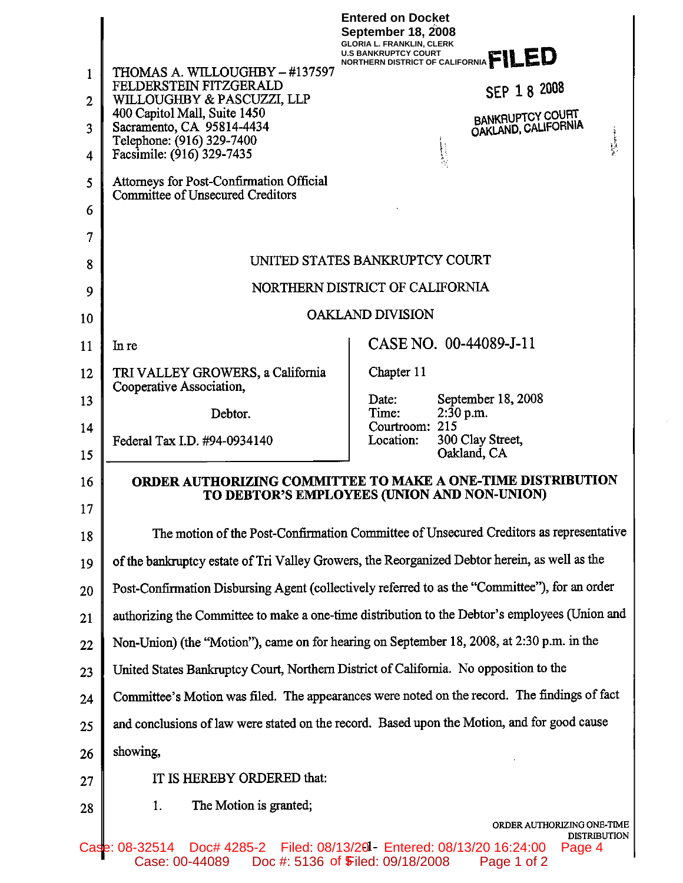Entered on Docket
September 18, 2008
GLORIA L. FRANKLIN, CLERK
U.S BANKRUPTCY COURT
NORTHERN DISTRICT OF CALIFORNIA

**FILED**

SEP 18 2008

BANKRUPTCY COURT
OAKLAND, CALIFORNIA

THOMAS A. WILLOUGHBY – #137597
FELDERSTEIN FITZGERALD
WILLOUGHBY & PASCUZZI, LLP
400 Capitol Mall, Suite 1450
Sacramento, CA 95814-4434
Telephone: (916) 329-7400
Facsimile: (916) 329-7435

Attorneys for Post-Confirmation Official Committee of Unsecured Creditors

UNITED STATES BANKRUPTCY COURT

NORTHERN DISTRICT OF CALIFORNIA

OAKLAND DIVISION

| In re<br><br>TRI VALLEY GROWERS, a California Cooperative Association,<br><br>Debtor.<br><br>Federal Tax I.D. #94-0934140 | CASE NO. 00-44089-J-11<br><br>Chapter 11<br><br>Date: September 18, 2008<br>Time: 2:30 p.m.<br>Courtroom: 215<br>Location: 300 Clay Street, Oakland, CA |
|---|---|

**ORDER AUTHORIZING COMMITTEE TO MAKE A ONE-TIME DISTRIBUTION TO DEBTOR'S EMPLOYEES (UNION AND NON-UNION)**

The motion of the Post-Confirmation Committee of Unsecured Creditors as representative of the bankruptcy estate of Tri Valley Growers, the Reorganized Debtor herein, as well as the Post-Confirmation Disbursing Agent (collectively referred to as the "Committee"), for an order authorizing the Committee to make a one-time distribution to the Debtor's employees (Union and Non-Union) (the "Motion"), came on for hearing on September 18, 2008, at 2:30 p.m. in the United States Bankruptcy Court, Northern District of California. No opposition to the Committee's Motion was filed. The appearances were noted on the record. The findings of fact and conclusions of law were stated on the record. Based upon the Motion, and for good cause showing,

IT IS HEREBY ORDERED that:

1. The Motion is granted;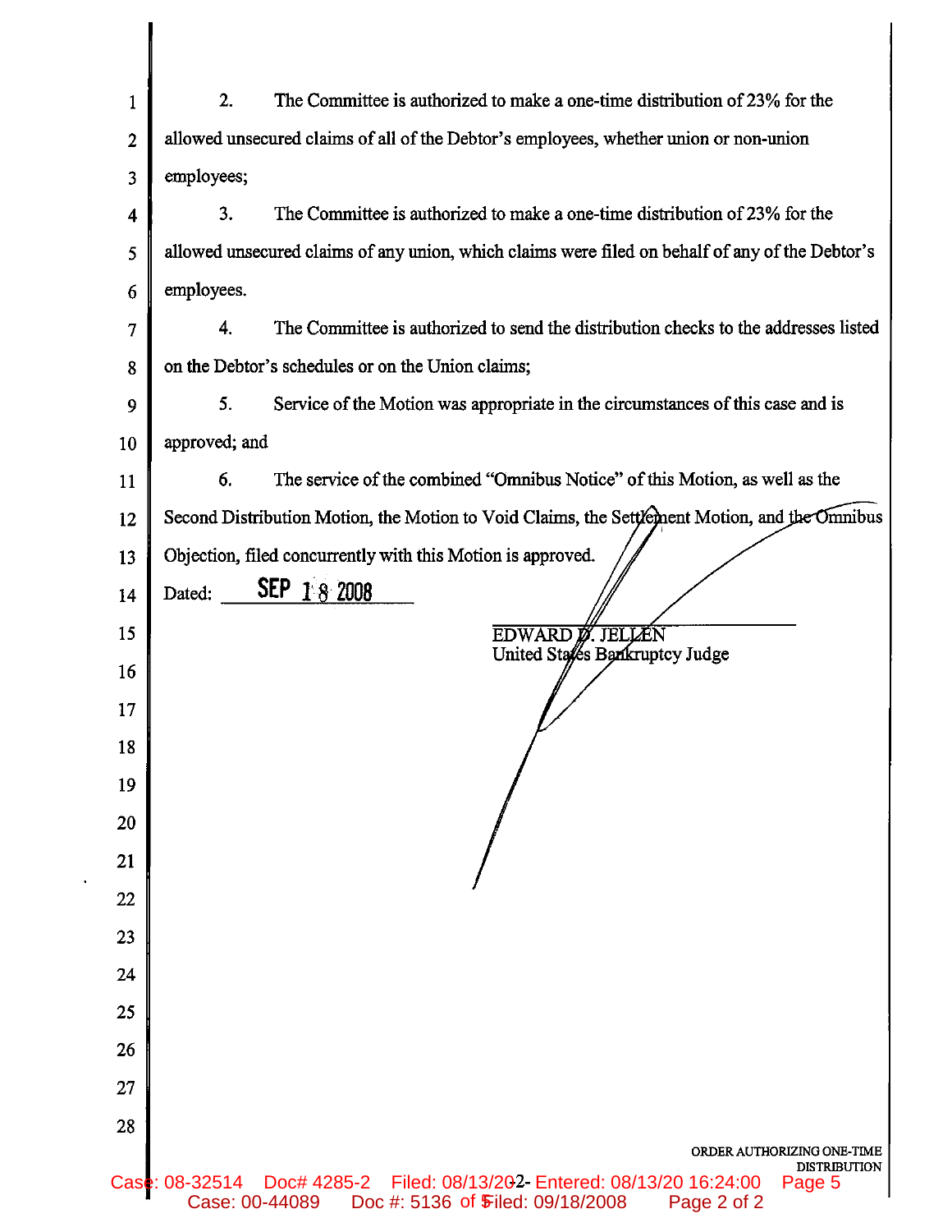2. The Committee is authorized to make a one-time distribution of 23% for the allowed unsecured claims of all of the Debtor's employees, whether union or non-union employees;

3. The Committee is authorized to make a one-time distribution of 23% for the allowed unsecured claims of any union, which claims were filed on behalf of any of the Debtor's employees.

4. The Committee is authorized to send the distribution checks to the addresses listed on the Debtor's schedules or on the Union claims;

5. Service of the Motion was appropriate in the circumstances of this case and is approved; and

6. The service of the combined "Omnibus Notice" of this Motion, as well as the Second Distribution Motion, the Motion to Void Claims, the Settlement Motion, and the Omnibus Objection, filed concurrently with this Motion is approved.

Dated: SEP 18 2008

EDWARD D. JELLEN
United States Bankruptcy Judge

ORDER AUTHORIZING ONE-TIME DISTRIBUTION